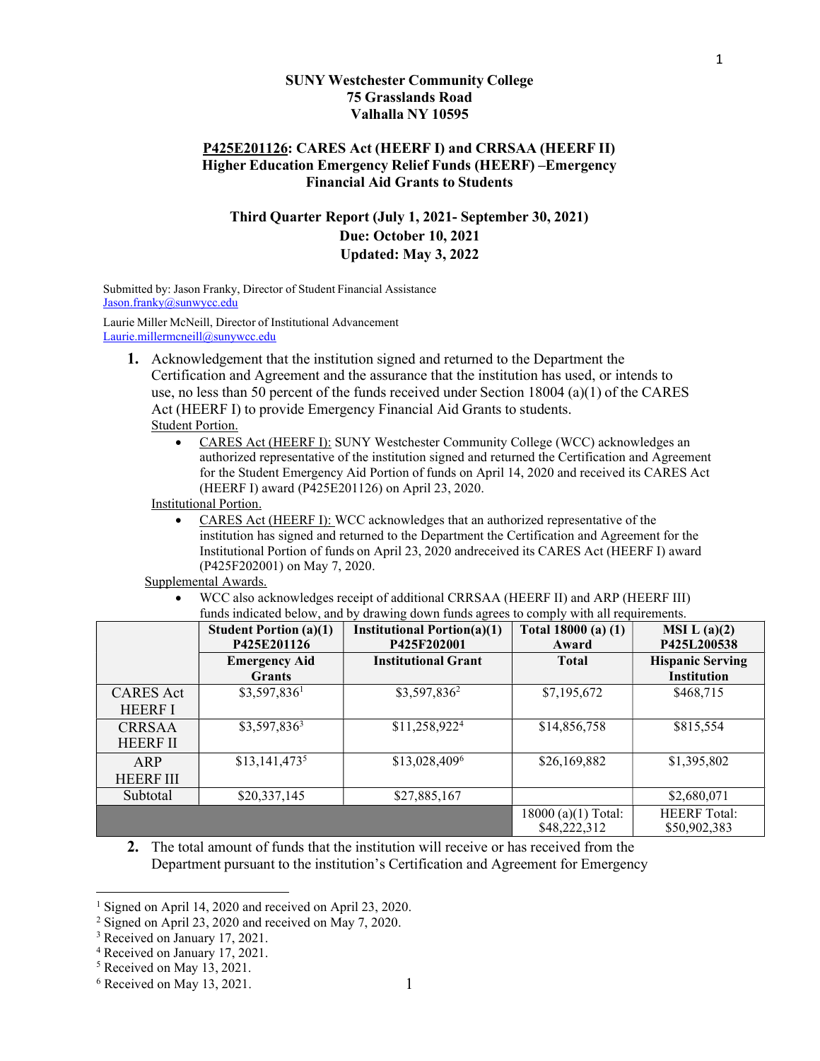**SUNY Westchester Community College**
**75 Grasslands Road**
**Valhalla NY 10595**

## P425E201126: CARES Act (HEERF I) and CRRSAA (HEERF II) Higher Education Emergency Relief Funds (HEERF) –Emergency Financial Aid Grants to Students

### Third Quarter Report (July 1, 2021- September 30, 2021)
**Due: October 10, 2021**
**Updated: May 3, 2022**

Submitted by: Jason Franky, Director of Student Financial Assistance
Jason.franky@sunywcc.edu

Laurie Miller McNeill, Director of Institutional Advancement
Laurie.millermcneill@sunywcc.edu

1. **Acknowledgement that the institution signed and returned to the Department the Certification and Agreement and the assurance that the institution has used, or intends to use, no less than 50 percent of the funds received under Section 18004 (a)(1) of the CARES Act (HEERF I) to provide Emergency Financial Aid Grants to students.**

   Student Portion.
   - CARES Act (HEERF I): SUNY Westchester Community College (WCC) acknowledges an authorized representative of the institution signed and returned the Certification and Agreement for the Student Emergency Aid Portion of funds on April 14, 2020 and received its CARES Act (HEERF I) award (P425E201126) on April 23, 2020.

   Institutional Portion.
   - CARES Act (HEERF I): WCC acknowledges that an authorized representative of the institution has signed and returned to the Department the Certification and Agreement for the Institutional Portion of funds on April 23, 2020 andreceived its CARES Act (HEERF I) award (P425F202001) on May 7, 2020.

   Supplemental Awards.
   - WCC also acknowledges receipt of additional CRRSAA (HEERF II) and ARP (HEERF III) funds indicated below, and by drawing down funds agrees to comply with all requirements.

| | Student Portion (a)(1) P425E201126 | Institutional Portion(a)(1) P425F202001 | Total 18000 (a) (1) Award | MSI L (a)(2) P425L200538 |
|---|---|---|---|---|
| | Emergency Aid Grants | Institutional Grant | Total | Hispanic Serving Institution |
| CARES Act HEERF I | $3,597,836[1] | $3,597,836[2] | $7,195,672 | $468,715 |
| CRRSAA HEERF II | $3,597,836[3] | $11,258,922[4] | $14,856,758 | $815,554 |
| ARP HEERF III | $13,141,473[5] | $13,028,409[6] | $26,169,882 | $1,395,802 |
| Subtotal | $20,337,145 | $27,885,167 | | $2,680,071 |
| | | | 18000 (a)(1) Total: $48,222,312 | HEERF Total: $50,902,383 |

2. **The total amount of funds that the institution will receive or has received from the Department pursuant to the institution's Certification and Agreement for Emergency**

[1] Signed on April 14, 2020 and received on April 23, 2020.
[2] Signed on April 23, 2020 and received on May 7, 2020.
[3] Received on January 17, 2021.
[4] Received on January 17, 2021.
[5] Received on May 13, 2021.
[6] Received on May 13, 2021.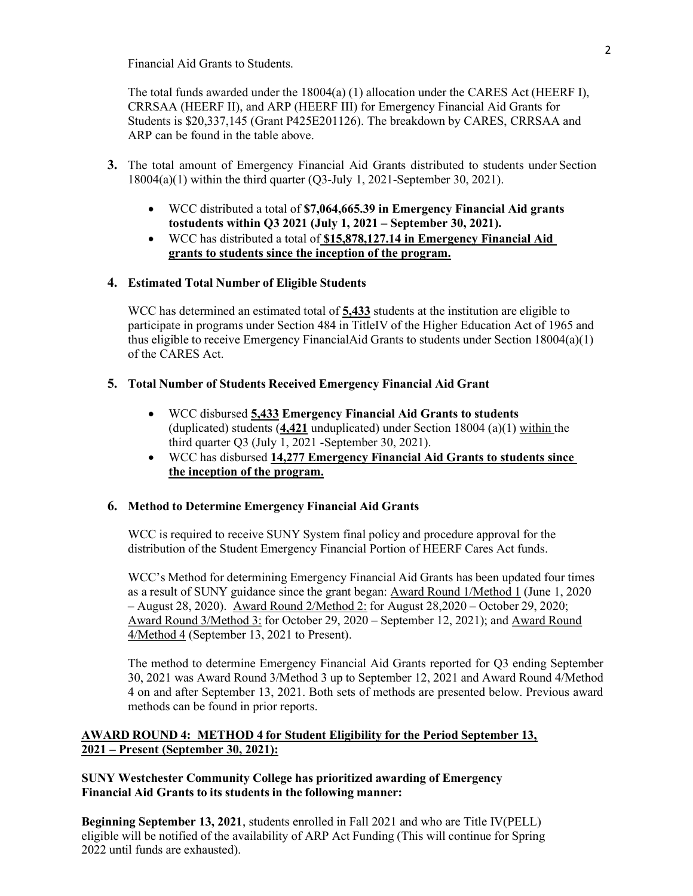Financial Aid Grants to Students.

The total funds awarded under the 18004(a) (1) allocation under the CARES Act (HEERF I), CRRSAA (HEERF II), and ARP (HEERF III) for Emergency Financial Aid Grants for Students is $20,337,145 (Grant P425E201126). The breakdown by CARES, CRRSAA and ARP can be found in the table above.

**3.** The total amount of Emergency Financial Aid Grants distributed to students under Section 18004(a)(1) within the third quarter (Q3-July 1, 2021-September 30, 2021).

- WCC distributed a total of **$7,064,665.39 in Emergency Financial Aid grants tostudents within Q3 2021 (July 1, 2021 – September 30, 2021).**
- WCC has distributed a total of **<u>$15,878,127.14 in Emergency Financial Aid grants to students since the inception of the program.</u>**

**4. Estimated Total Number of Eligible Students**

WCC has determined an estimated total of **<u>5,433</u>** students at the institution are eligible to participate in programs under Section 484 in TitleIV of the Higher Education Act of 1965 and thus eligible to receive Emergency FinancialAid Grants to students under Section 18004(a)(1) of the CARES Act.

**5. Total Number of Students Received Emergency Financial Aid Grant**

- WCC disbursed **<u>5,433</u> Emergency Financial Aid Grants to students** (duplicated) students (**<u>4,421</u>** unduplicated) under Section 18004 (a)(1) <u>within</u> the third quarter Q3 (July 1, 2021 -September 30, 2021).
- WCC has disbursed **<u>14,277 Emergency Financial Aid Grants to students since the inception of the program.</u>**

**6. Method to Determine Emergency Financial Aid Grants**

WCC is required to receive SUNY System final policy and procedure approval for the distribution of the Student Emergency Financial Portion of HEERF Cares Act funds.

WCC's Method for determining Emergency Financial Aid Grants has been updated four times as a result of SUNY guidance since the grant began: <u>Award Round 1/Method 1</u> (June 1, 2020 – August 28, 2020). <u>Award Round 2/Method 2:</u> for August 28,2020 – October 29, 2020; <u>Award Round 3/Method 3:</u> for October 29, 2020 – September 12, 2021); and <u>Award Round 4/Method 4</u> (September 13, 2021 to Present).

The method to determine Emergency Financial Aid Grants reported for Q3 ending September 30, 2021 was Award Round 3/Method 3 up to September 12, 2021 and Award Round 4/Method 4 on and after September 13, 2021. Both sets of methods are presented below. Previous award methods can be found in prior reports.

**<u>AWARD ROUND 4: METHOD 4 for Student Eligibility for the Period September 13, 2021 – Present (September 30, 2021):</u>**

**SUNY Westchester Community College has prioritized awarding of Emergency Financial Aid Grants to its students in the following manner:**

**Beginning September 13, 2021**, students enrolled in Fall 2021 and who are Title IV(PELL) eligible will be notified of the availability of ARP Act Funding (This will continue for Spring 2022 until funds are exhausted).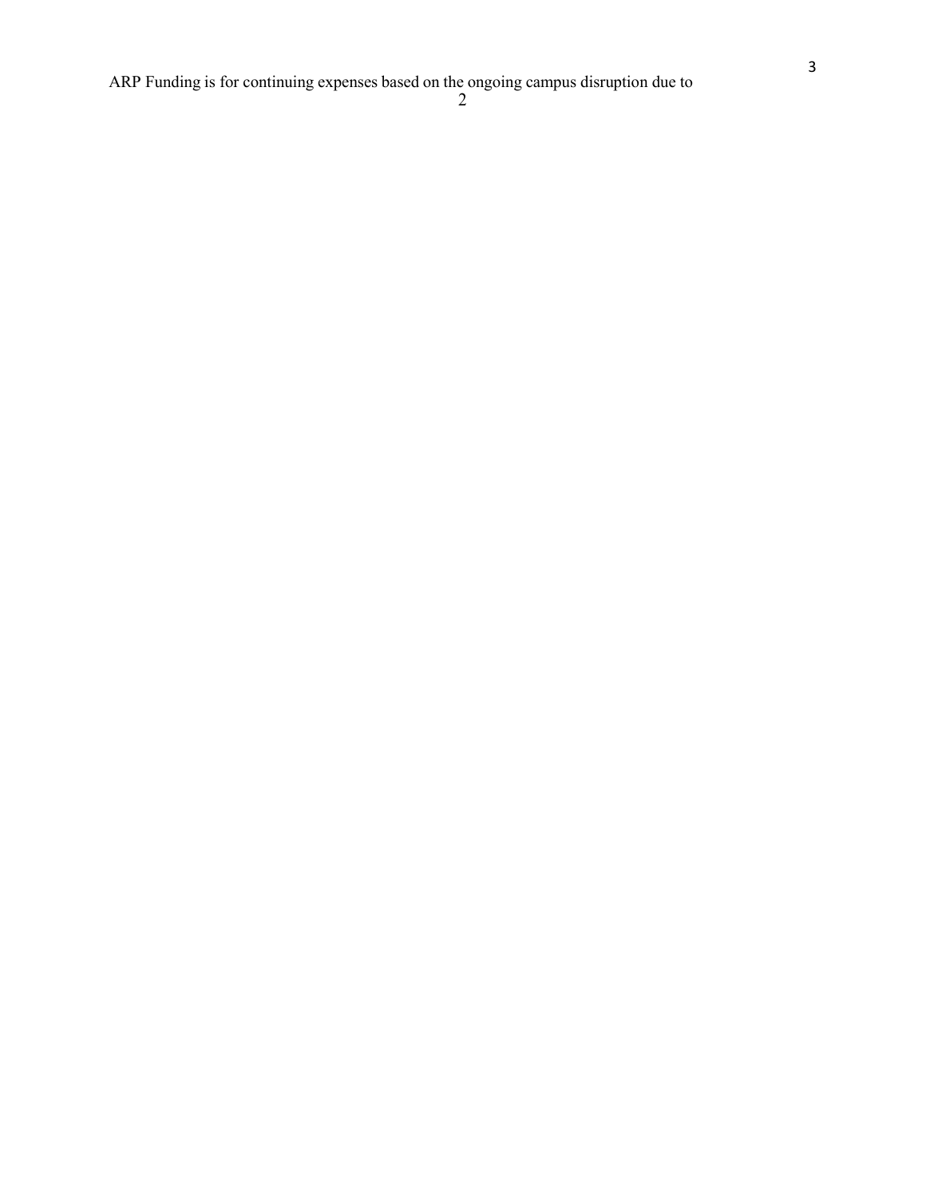ARP Funding is for continuing expenses based on the ongoing campus disruption due to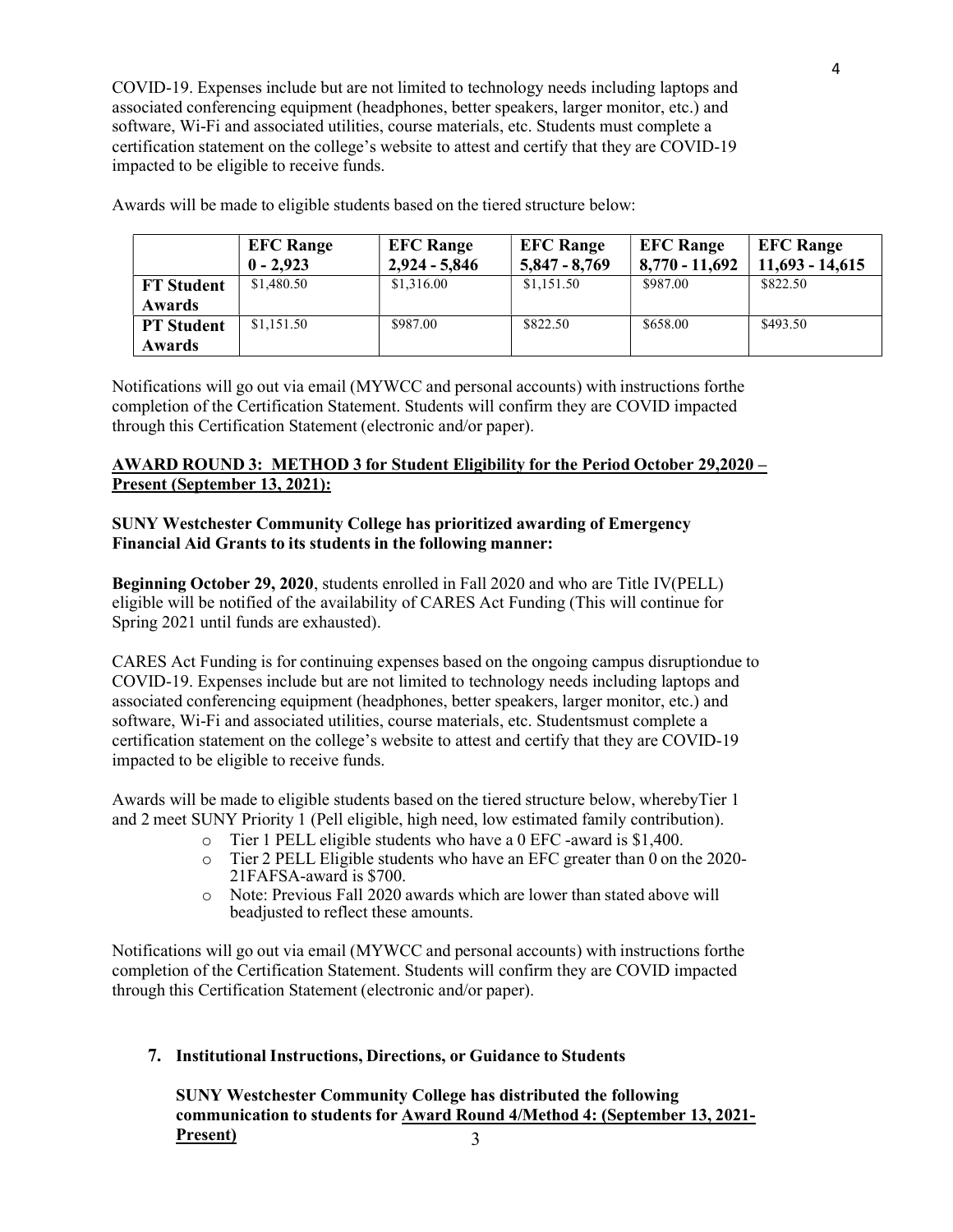COVID-19. Expenses include but are not limited to technology needs including laptops and associated conferencing equipment (headphones, better speakers, larger monitor, etc.) and software, Wi-Fi and associated utilities, course materials, etc. Students must complete a certification statement on the college's website to attest and certify that they are COVID-19 impacted to be eligible to receive funds.

Awards will be made to eligible students based on the tiered structure below:

| | EFC Range 0 - 2,923 | EFC Range 2,924 - 5,846 | EFC Range 5,847 - 8,769 | EFC Range 8,770 - 11,692 | EFC Range 11,693 - 14,615 |
|---|---|---|---|---|---|
| **FT Student Awards** | $1,480.50 | $1,316.00 | $1,151.50 | $987.00 | $822.50 |
| **PT Student Awards** | $1,151.50 | $987.00 | $822.50 | $658.00 | $493.50 |

Notifications will go out via email (MYWCC and personal accounts) with instructions forthe completion of the Certification Statement. Students will confirm they are COVID impacted through this Certification Statement (electronic and/or paper).

**AWARD ROUND 3: METHOD 3 for Student Eligibility for the Period October 29,2020 – Present (September 13, 2021):**

**SUNY Westchester Community College has prioritized awarding of Emergency Financial Aid Grants to its students in the following manner:**

**Beginning October 29, 2020**, students enrolled in Fall 2020 and who are Title IV(PELL) eligible will be notified of the availability of CARES Act Funding (This will continue for Spring 2021 until funds are exhausted).

CARES Act Funding is for continuing expenses based on the ongoing campus disruptiondue to COVID-19. Expenses include but are not limited to technology needs including laptops and associated conferencing equipment (headphones, better speakers, larger monitor, etc.) and software, Wi-Fi and associated utilities, course materials, etc. Studentsmust complete a certification statement on the college's website to attest and certify that they are COVID-19 impacted to be eligible to receive funds.

Awards will be made to eligible students based on the tiered structure below, wherebyTier 1 and 2 meet SUNY Priority 1 (Pell eligible, high need, low estimated family contribution).

- Tier 1 PELL eligible students who have a 0 EFC -award is $1,400.
- Tier 2 PELL Eligible students who have an EFC greater than 0 on the 2020-21FAFSA-award is $700.
- Note: Previous Fall 2020 awards which are lower than stated above will beadjusted to reflect these amounts.

Notifications will go out via email (MYWCC and personal accounts) with instructions forthe completion of the Certification Statement. Students will confirm they are COVID impacted through this Certification Statement (electronic and/or paper).

**7. Institutional Instructions, Directions, or Guidance to Students**

**SUNY Westchester Community College has distributed the following communication to students for Award Round 4/Method 4: (September 13, 2021-Present)**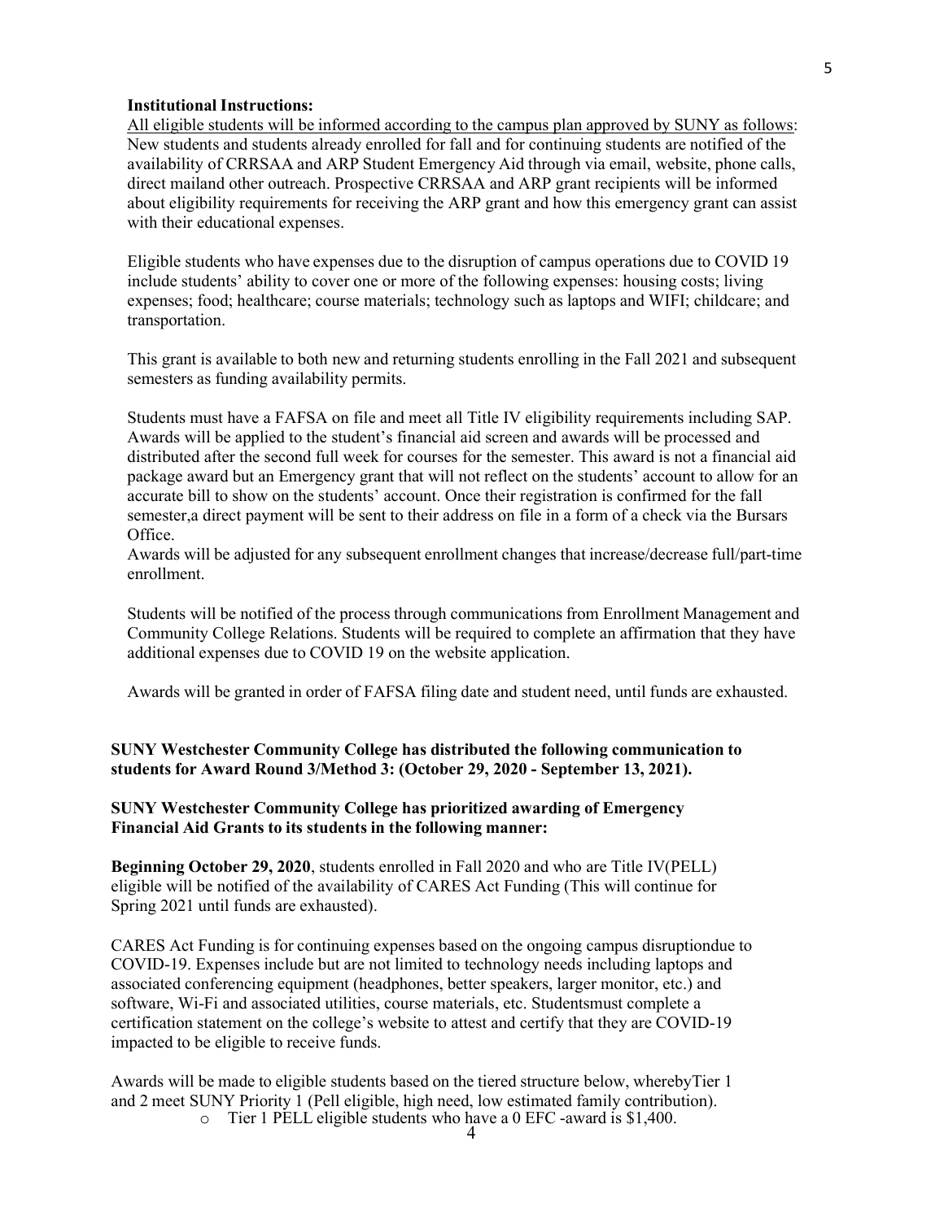**Institutional Instructions:**

All eligible students will be informed according to the campus plan approved by SUNY as follows: New students and students already enrolled for fall and for continuing students are notified of the availability of CRRSAA and ARP Student Emergency Aid through via email, website, phone calls, direct mailand other outreach. Prospective CRRSAA and ARP grant recipients will be informed about eligibility requirements for receiving the ARP grant and how this emergency grant can assist with their educational expenses.

Eligible students who have expenses due to the disruption of campus operations due to COVID 19 include students' ability to cover one or more of the following expenses: housing costs; living expenses; food; healthcare; course materials; technology such as laptops and WIFI; childcare; and transportation.

This grant is available to both new and returning students enrolling in the Fall 2021 and subsequent semesters as funding availability permits.

Students must have a FAFSA on file and meet all Title IV eligibility requirements including SAP. Awards will be applied to the student's financial aid screen and awards will be processed and distributed after the second full week for courses for the semester. This award is not a financial aid package award but an Emergency grant that will not reflect on the students' account to allow for an accurate bill to show on the students' account. Once their registration is confirmed for the fall semester,a direct payment will be sent to their address on file in a form of a check via the Bursars Office.

Awards will be adjusted for any subsequent enrollment changes that increase/decrease full/part-time enrollment.

Students will be notified of the process through communications from Enrollment Management and Community College Relations. Students will be required to complete an affirmation that they have additional expenses due to COVID 19 on the website application.

Awards will be granted in order of FAFSA filing date and student need, until funds are exhausted.

**SUNY Westchester Community College has distributed the following communication to students for Award Round 3/Method 3: (October 29, 2020 - September 13, 2021).**

**SUNY Westchester Community College has prioritized awarding of Emergency Financial Aid Grants to its students in the following manner:**

**Beginning October 29, 2020**, students enrolled in Fall 2020 and who are Title IV(PELL) eligible will be notified of the availability of CARES Act Funding (This will continue for Spring 2021 until funds are exhausted).

CARES Act Funding is for continuing expenses based on the ongoing campus disruptiondue to COVID-19. Expenses include but are not limited to technology needs including laptops and associated conferencing equipment (headphones, better speakers, larger monitor, etc.) and software, Wi-Fi and associated utilities, course materials, etc. Studentsmust complete a certification statement on the college's website to attest and certify that they are COVID-19 impacted to be eligible to receive funds.

Awards will be made to eligible students based on the tiered structure below, wherebyTier 1 and 2 meet SUNY Priority 1 (Pell eligible, high need, low estimated family contribution).

- Tier 1 PELL eligible students who have a 0 EFC -award is $1,400.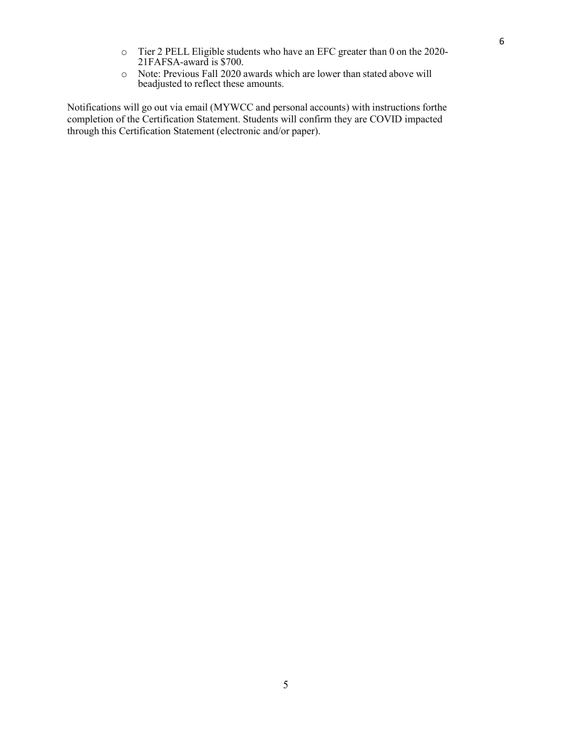- Tier 2 PELL Eligible students who have an EFC greater than 0 on the 2020-21FAFSA-award is $700.
- Note: Previous Fall 2020 awards which are lower than stated above will beadjusted to reflect these amounts.

Notifications will go out via email (MYWCC and personal accounts) with instructions forthe completion of the Certification Statement. Students will confirm they are COVID impacted through this Certification Statement (electronic and/or paper).